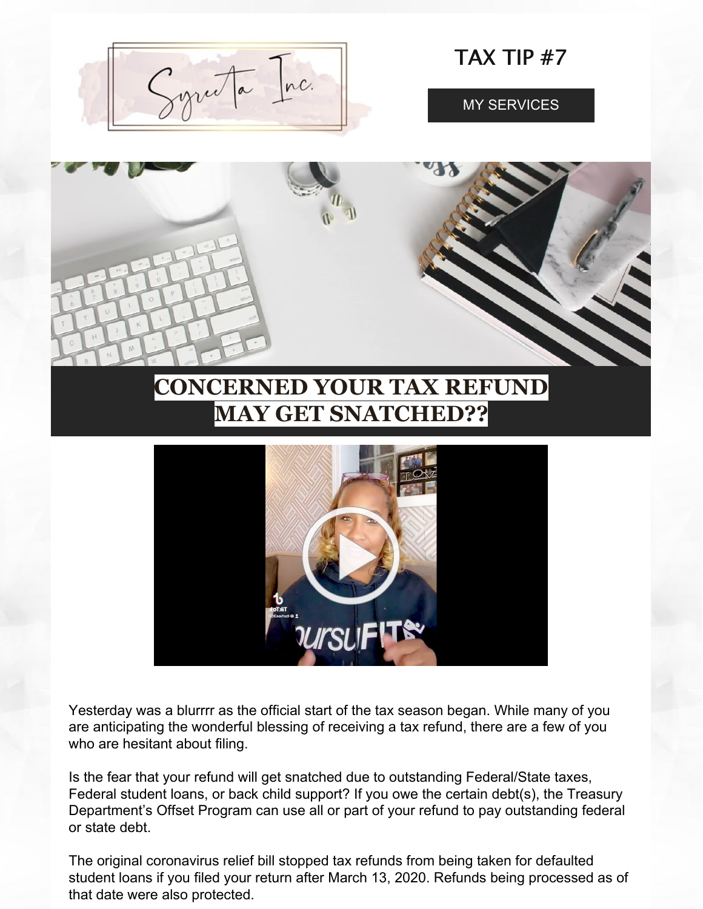Syreeta Inc.

# TAX TIP #7

MY SERVICES

## CONCERNED YOUR TAX REFUND MAY GET SNATCHED??

Yesterday was a blurrrr as the official start of the tax season began. While many of you are anticipating the wonderful blessing of receiving a tax refund, there are a few of you who are hesitant about filing.

Is the fear that your refund will get snatched due to outstanding Federal/State taxes, Federal student loans, or back child support? If you owe the certain debt(s), the Treasury Department's Offset Program can use all or part of your refund to pay outstanding federal or state debt.

The original coronavirus relief bill stopped tax refunds from being taken for defaulted student loans if you filed your return after March 13, 2020. Refunds being processed as of that date were also protected.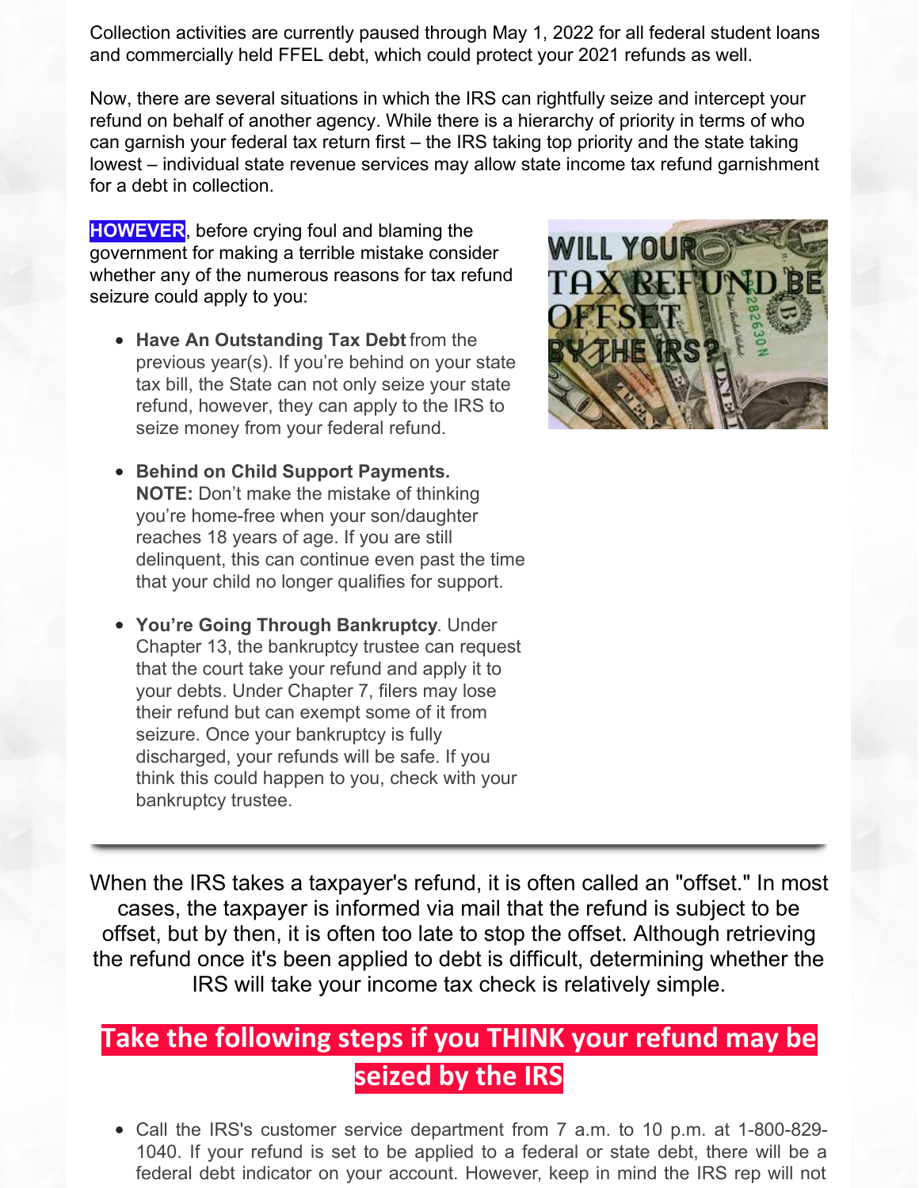Collection activities are currently paused through May 1, 2022 for all federal student loans and commercially held FFEL debt, which could protect your 2021 refunds as well.

Now, there are several situations in which the IRS can rightfully seize and intercept your refund on behalf of another agency. While there is a hierarchy of priority in terms of who can garnish your federal tax return first – the IRS taking top priority and the state taking lowest – individual state revenue services may allow state income tax refund garnishment for a debt in collection.

**HOWEVER**, before crying foul and blaming the government for making a terrible mistake consider whether any of the numerous reasons for tax refund seizure could apply to you:

- **Have An Outstanding Tax Debt** from the previous year(s). If you're behind on your state tax bill, the State can not only seize your state refund, however, they can apply to the IRS to seize money from your federal refund.
- **Behind on Child Support Payments.** **NOTE:** Don't make the mistake of thinking you're home-free when your son/daughter reaches 18 years of age. If you are still delinquent, this can continue even past the time that your child no longer qualifies for support.
- **You're Going Through Bankruptcy**. Under Chapter 13, the bankruptcy trustee can request that the court take your refund and apply it to your debts. Under Chapter 7, filers may lose their refund but can exempt some of it from seizure. Once your bankruptcy is fully discharged, your refunds will be safe. If you think this could happen to you, check with your bankruptcy trustee.

---

When the IRS takes a taxpayer's refund, it is often called an "offset." In most cases, the taxpayer is informed via mail that the refund is subject to be offset, but by then, it is often too late to stop the offset. Although retrieving the refund once it's been applied to debt is difficult, determining whether the IRS will take your income tax check is relatively simple.

## Take the following steps if you THINK your refund may be seized by the IRS

- Call the IRS's customer service department from 7 a.m. to 10 p.m. at 1-800-829-1040. If your refund is set to be applied to a federal or state debt, there will be a federal debt indicator on your account. However, keep in mind the IRS rep will not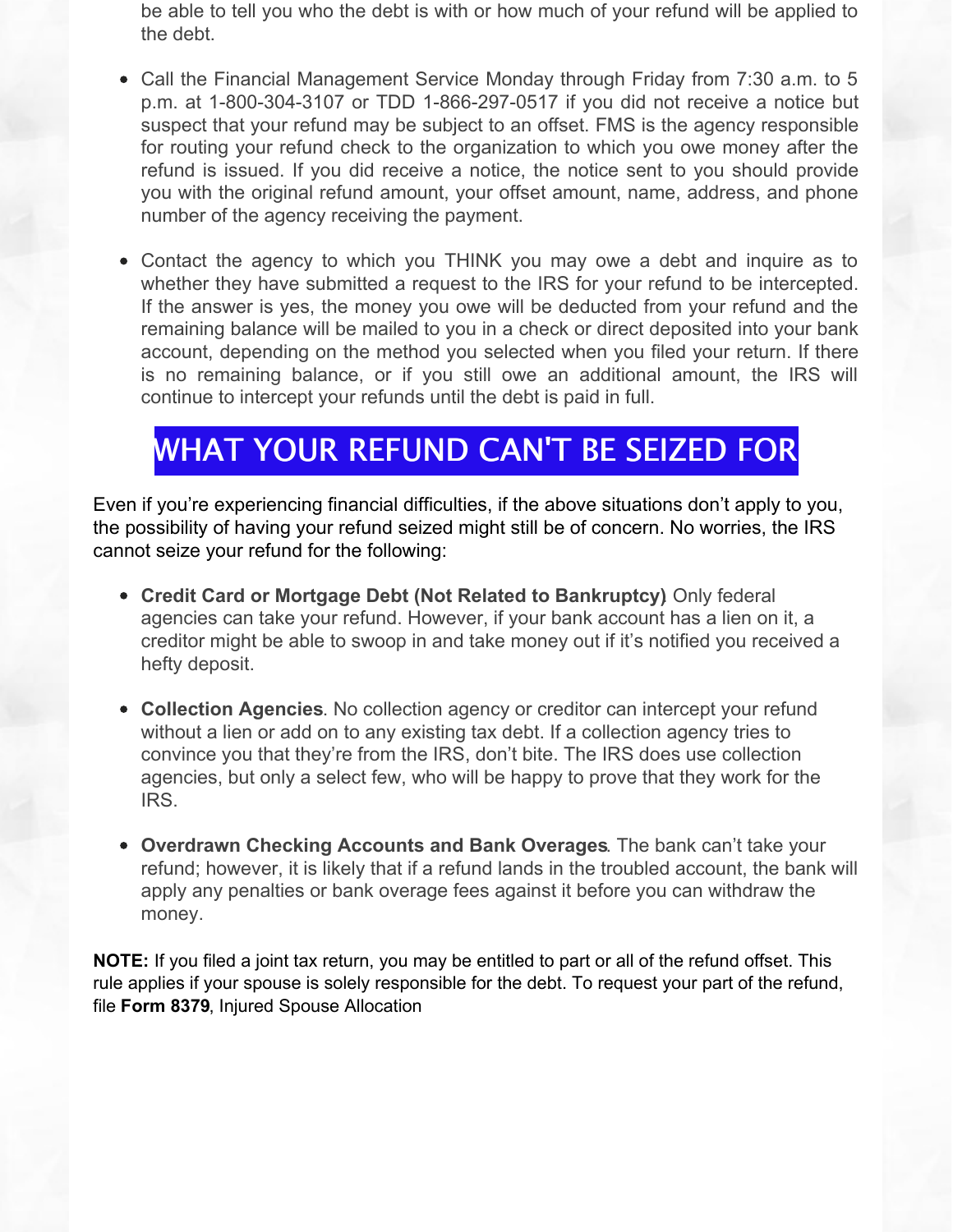be able to tell you who the debt is with or how much of your refund will be applied to the debt.

- Call the Financial Management Service Monday through Friday from 7:30 a.m. to 5 p.m. at 1-800-304-3107 or TDD 1-866-297-0517 if you did not receive a notice but suspect that your refund may be subject to an offset. FMS is the agency responsible for routing your refund check to the organization to which you owe money after the refund is issued. If you did receive a notice, the notice sent to you should provide you with the original refund amount, your offset amount, name, address, and phone number of the agency receiving the payment.

- Contact the agency to which you THINK you may owe a debt and inquire as to whether they have submitted a request to the IRS for your refund to be intercepted. If the answer is yes, the money you owe will be deducted from your refund and the remaining balance will be mailed to you in a check or direct deposited into your bank account, depending on the method you selected when you filed your return. If there is no remaining balance, or if you still owe an additional amount, the IRS will continue to intercept your refunds until the debt is paid in full.

## WHAT YOUR REFUND CAN'T BE SEIZED FOR

Even if you're experiencing financial difficulties, if the above situations don't apply to you, the possibility of having your refund seized might still be of concern. No worries, the IRS cannot seize your refund for the following:

- **Credit Card or Mortgage Debt (Not Related to Bankruptcy)** Only federal agencies can take your refund. However, if your bank account has a lien on it, a creditor might be able to swoop in and take money out if it's notified you received a hefty deposit.

- **Collection Agencies**. No collection agency or creditor can intercept your refund without a lien or add on to any existing tax debt. If a collection agency tries to convince you that they're from the IRS, don't bite. The IRS does use collection agencies, but only a select few, who will be happy to prove that they work for the IRS.

- **Overdrawn Checking Accounts and Bank Overages**. The bank can't take your refund; however, it is likely that if a refund lands in the troubled account, the bank will apply any penalties or bank overage fees against it before you can withdraw the money.

**NOTE:** If you filed a joint tax return, you may be entitled to part or all of the refund offset. This rule applies if your spouse is solely responsible for the debt. To request your part of the refund, file **Form 8379**, Injured Spouse Allocation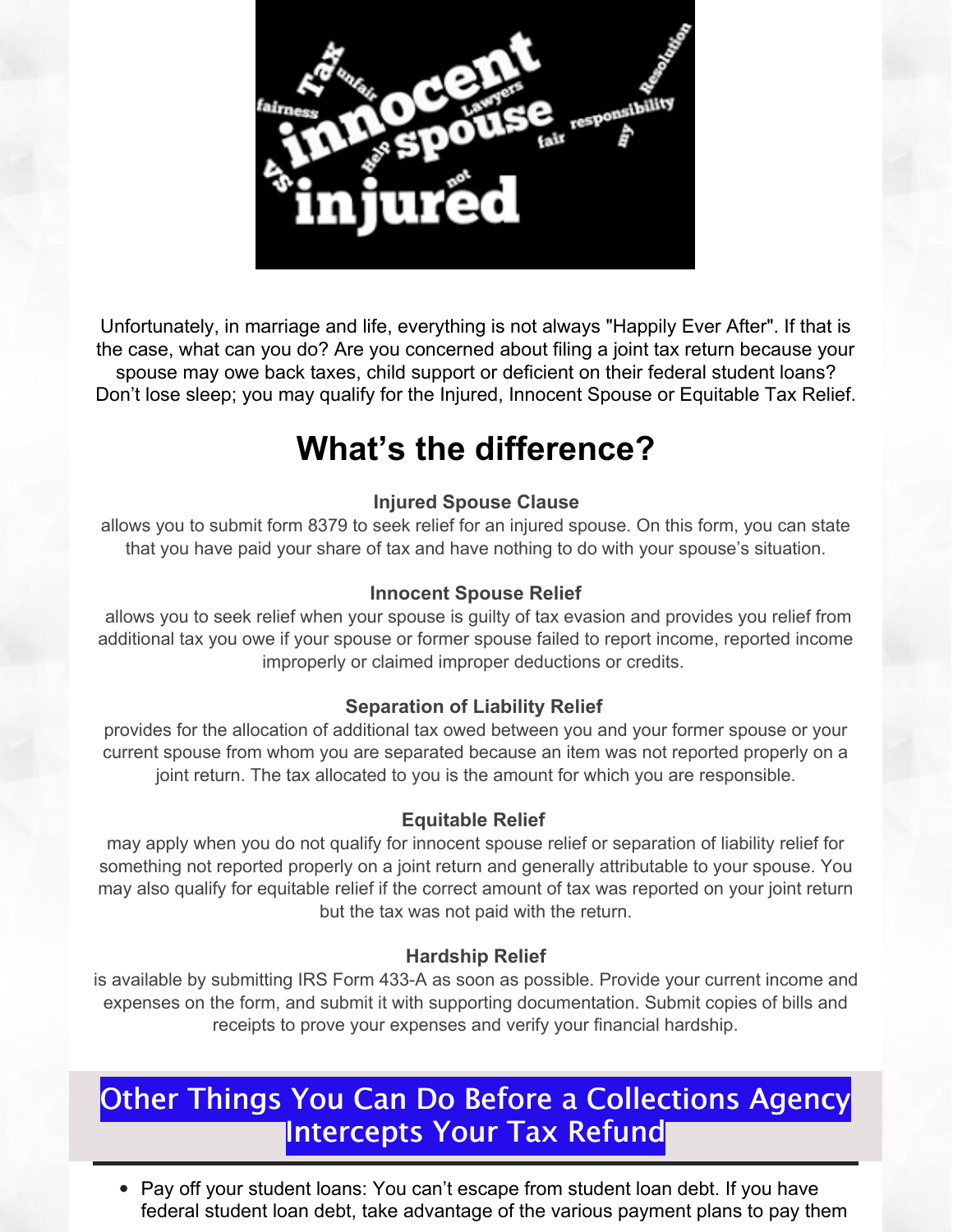Unfortunately, in marriage and life, everything is not always "Happily Ever After". If that is the case, what can you do? Are you concerned about filing a joint tax return because your spouse may owe back taxes, child support or deficient on their federal student loans? Don't lose sleep; you may qualify for the Injured, Innocent Spouse or Equitable Tax Relief.

## What's the difference?

**Injured Spouse Clause**

allows you to submit form 8379 to seek relief for an injured spouse. On this form, you can state that you have paid your share of tax and have nothing to do with your spouse's situation.

**Innocent Spouse Relief**

allows you to seek relief when your spouse is guilty of tax evasion and provides you relief from additional tax you owe if your spouse or former spouse failed to report income, reported income improperly or claimed improper deductions or credits.

**Separation of Liability Relief**

provides for the allocation of additional tax owed between you and your former spouse or your current spouse from whom you are separated because an item was not reported properly on a joint return. The tax allocated to you is the amount for which you are responsible.

**Equitable Relief**

may apply when you do not qualify for innocent spouse relief or separation of liability relief for something not reported properly on a joint return and generally attributable to your spouse. You may also qualify for equitable relief if the correct amount of tax was reported on your joint return but the tax was not paid with the return.

**Hardship Relief**

is available by submitting IRS Form 433-A as soon as possible. Provide your current income and expenses on the form, and submit it with supporting documentation. Submit copies of bills and receipts to prove your expenses and verify your financial hardship.

## Other Things You Can Do Before a Collections Agency Intercepts Your Tax Refund

- Pay off your student loans: You can't escape from student loan debt. If you have federal student loan debt, take advantage of the various payment plans to pay them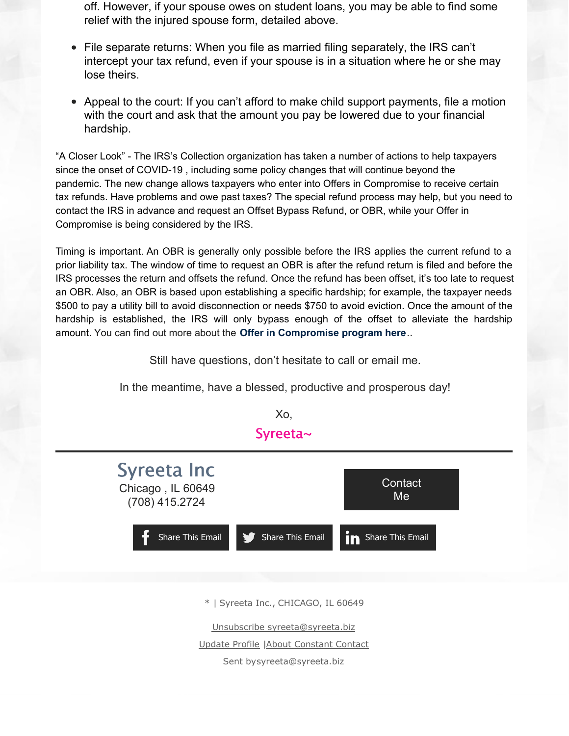off. However, if your spouse owes on student loans, you may be able to find some relief with the injured spouse form, detailed above.

- File separate returns: When you file as married filing separately, the IRS can't intercept your tax refund, even if your spouse is in a situation where he or she may lose theirs.
- Appeal to the court: If you can't afford to make child support payments, file a motion with the court and ask that the amount you pay be lowered due to your financial hardship.

"A Closer Look" - The IRS's Collection organization has taken a number of actions to help taxpayers since the onset of COVID-19 , including some policy changes that will continue beyond the pandemic. The new change allows taxpayers who enter into Offers in Compromise to receive certain tax refunds. Have problems and owe past taxes? The special refund process may help, but you need to contact the IRS in advance and request an Offset Bypass Refund, or OBR, while your Offer in Compromise is being considered by the IRS.

Timing is important. An OBR is generally only possible before the IRS applies the current refund to a prior liability tax. The window of time to request an OBR is after the refund return is filed and before the IRS processes the return and offsets the refund. Once the refund has been offset, it's too late to request an OBR. Also, an OBR is based upon establishing a specific hardship; for example, the taxpayer needs $500 to pay a utility bill to avoid disconnection or needs $750 to avoid eviction. Once the amount of the hardship is established, the IRS will only bypass enough of the offset to alleviate the hardship amount. You can find out more about the **Offer in Compromise program here**..

Still have questions, don't hesitate to call or email me.

In the meantime, have a blessed, productive and prosperous day!

Xo,

Syreeta~

---

Syreeta Inc
Chicago , IL 60649
(708) 415.2724

Contact Me

Share This Email | Share This Email | Share This Email

* | Syreeta Inc., CHICAGO, IL 60649

Unsubscribe syreeta@syreeta.biz

Update Profile |About Constant Contact

Sent bysyreeta@syreeta.biz